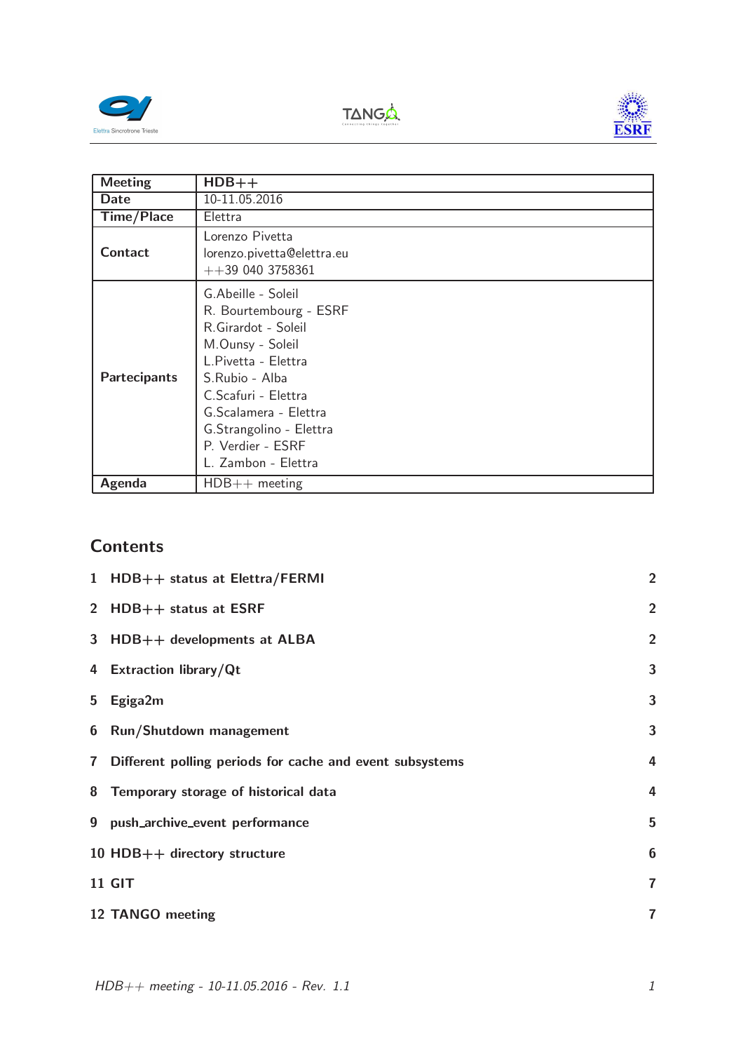| Meeting | HDB++ |
|---|---|
| Date | 10-11.05.2016 |
| Time/Place | Elettra |
| Contact | Lorenzo Pivetta<br>lorenzo.pivetta@elettra.eu<br>++39 040 3758361 |
| Partecipants | G.Abeille - Soleil<br>R. Bourtembourg - ESRF<br>R.Girardot - Soleil<br>M.Ounsy - Soleil<br>L.Pivetta - Elettra<br>S.Rubio - Alba<br>C.Scafuri - Elettra<br>G.Scalamera - Elettra<br>G.Strangolino - Elettra<br>P. Verdier - ESRF<br>L. Zambon - Elettra |
| Agenda | HDB++ meeting |

## Contents

1 HDB++ status at Elettra/FERMI — 2

2 HDB++ status at ESRF — 2

3 HDB++ developments at ALBA — 2

4 Extraction library/Qt — 3

5 Egiga2m — 3

6 Run/Shutdown management — 3

7 Different polling periods for cache and event subsystems — 4

8 Temporary storage of historical data — 4

9 push_archive_event performance — 5

10 HDB++ directory structure — 6

11 GIT — 7

12 TANGO meeting — 7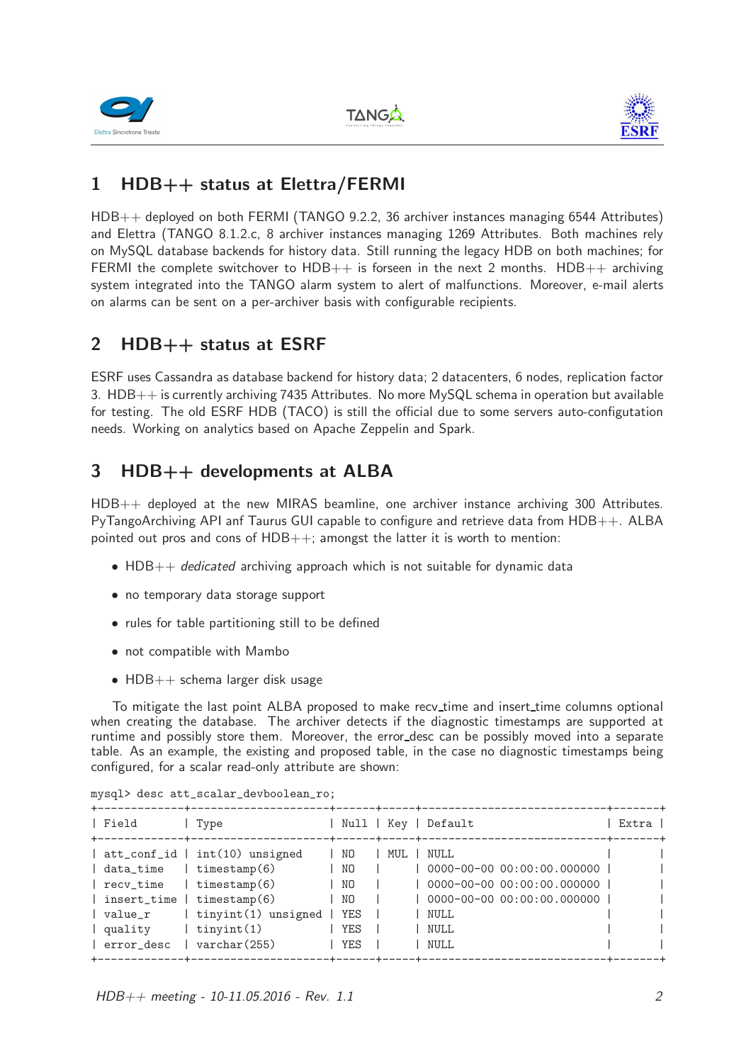## 1 HDB++ status at Elettra/FERMI

HDB++ deployed on both FERMI (TANGO 9.2.2, 36 archiver instances managing 6544 Attributes) and Elettra (TANGO 8.1.2.c, 8 archiver instances managing 1269 Attributes. Both machines rely on MySQL database backends for history data. Still running the legacy HDB on both machines; for FERMI the complete switchover to HDB++ is forseen in the next 2 months. HDB++ archiving system integrated into the TANGO alarm system to alert of malfunctions. Moreover, e-mail alerts on alarms can be sent on a per-archiver basis with configurable recipients.

## 2 HDB++ status at ESRF

ESRF uses Cassandra as database backend for history data; 2 datacenters, 6 nodes, replication factor 3. HDB++ is currently archiving 7435 Attributes. No more MySQL schema in operation but available for testing. The old ESRF HDB (TACO) is still the official due to some servers auto-configutation needs. Working on analytics based on Apache Zeppelin and Spark.

## 3 HDB++ developments at ALBA

HDB++ deployed at the new MIRAS beamline, one archiver instance archiving 300 Attributes. PyTangoArchiving API anf Taurus GUI capable to configure and retrieve data from HDB++. ALBA pointed out pros and cons of HDB++; amongst the latter it is worth to mention:

- HDB++ *dedicated* archiving approach which is not suitable for dynamic data
- no temporary data storage support
- rules for table partitioning still to be defined
- not compatible with Mambo
- HDB++ schema larger disk usage

To mitigate the last point ALBA proposed to make recv_time and insert_time columns optional when creating the database. The archiver detects if the diagnostic timestamps are supported at runtime and possibly store them. Moreover, the error_desc can be possibly moved into a separate table. As an example, the existing and proposed table, in the case no diagnostic timestamps being configured, for a scalar read-only attribute are shown:

```
mysql> desc att_scalar_devboolean_ro;
+-------------+---------------------+------+-----+----------------------------+-------+
| Field       | Type                | Null | Key | Default                    | Extra |
+-------------+---------------------+------+-----+----------------------------+-------+
| att_conf_id | int(10) unsigned    | NO   | MUL | NULL                       |       |
| data_time   | timestamp(6)        | NO   |     | 0000-00-00 00:00:00.000000 |       |
| recv_time   | timestamp(6)        | NO   |     | 0000-00-00 00:00:00.000000 |       |
| insert_time | timestamp(6)        | NO   |     | 0000-00-00 00:00:00.000000 |       |
| value_r     | tinyint(1) unsigned | YES  |     | NULL                       |       |
| quality     | tinyint(1)          | YES  |     | NULL                       |       |
| error_desc  | varchar(255)        | YES  |     | NULL                       |       |
+-------------+---------------------+------+-----+----------------------------+-------+
```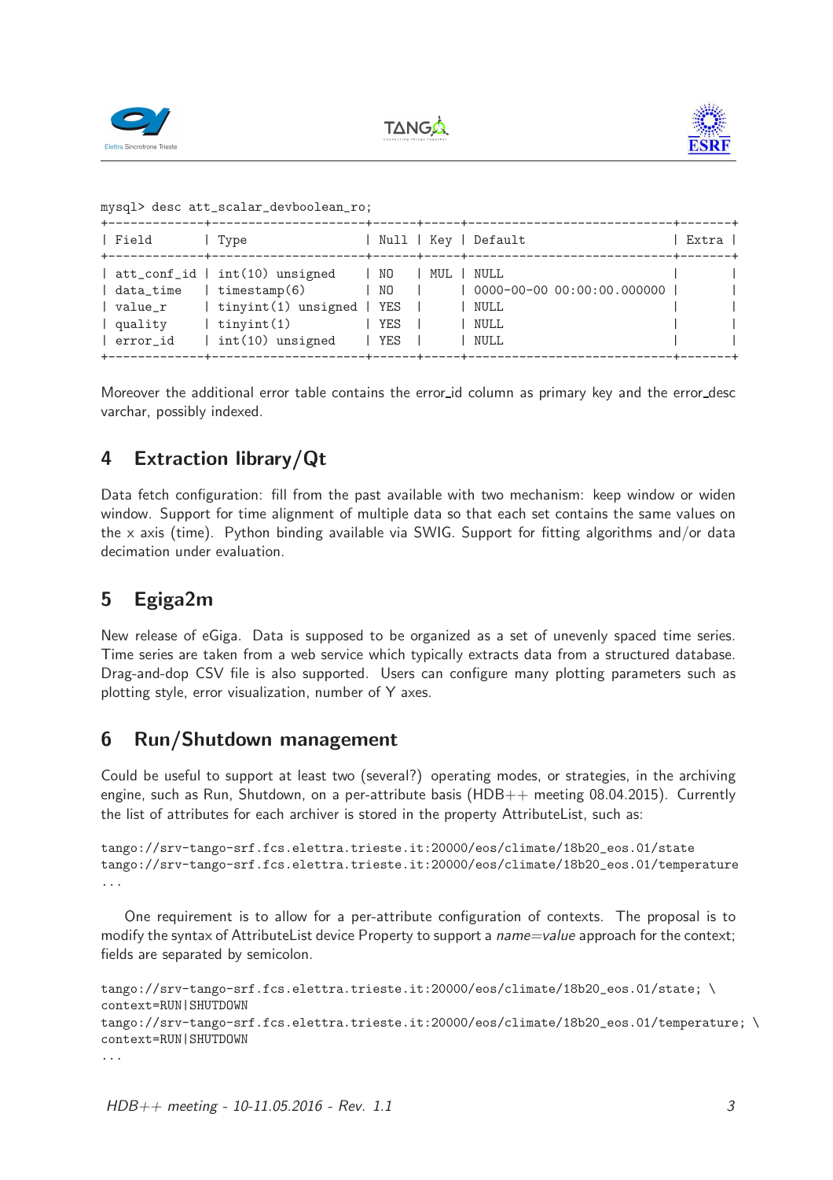```
mysql> desc att_scalar_devboolean_ro;
+-------------+--------------------+------+-----+----------------------------+-------+
| Field       | Type               | Null | Key | Default                    | Extra |
+-------------+--------------------+------+-----+----------------------------+-------+
| att_conf_id | int(10) unsigned   | NO   | MUL | NULL                       |       |
| data_time   | timestamp(6)       | NO   |     | 0000-00-00 00:00:00.000000 |       |
| value_r     | tinyint(1) unsigned | YES |     | NULL                       |       |
| quality     | tinyint(1)         | YES  |     | NULL                       |       |
| error_id    | int(10) unsigned   | YES  |     | NULL                       |       |
+-------------+--------------------+------+-----+----------------------------+-------+
```

Moreover the additional error table contains the error_id column as primary key and the error_desc varchar, possibly indexed.

## 4 Extraction library/Qt

Data fetch configuration: fill from the past available with two mechanism: keep window or widen window. Support for time alignment of multiple data so that each set contains the same values on the x axis (time). Python binding available via SWIG. Support for fitting algorithms and/or data decimation under evaluation.

## 5 Egiga2m

New release of eGiga. Data is supposed to be organized as a set of unevenly spaced time series. Time series are taken from a web service which typically extracts data from a structured database. Drag-and-dop CSV file is also supported. Users can configure many plotting parameters such as plotting style, error visualization, number of Y axes.

## 6 Run/Shutdown management

Could be useful to support at least two (several?) operating modes, or strategies, in the archiving engine, such as Run, Shutdown, on a per-attribute basis (HDB++ meeting 08.04.2015). Currently the list of attributes for each archiver is stored in the property AttributeList, such as:

```
tango://srv-tango-srf.fcs.elettra.trieste.it:20000/eos/climate/18b20_eos.01/state
tango://srv-tango-srf.fcs.elettra.trieste.it:20000/eos/climate/18b20_eos.01/temperature
...
```

One requirement is to allow for a per-attribute configuration of contexts. The proposal is to modify the syntax of AttributeList device Property to support a *name=value* approach for the context; fields are separated by semicolon.

```
tango://srv-tango-srf.fcs.elettra.trieste.it:20000/eos/climate/18b20_eos.01/state; \
context=RUN|SHUTDOWN
tango://srv-tango-srf.fcs.elettra.trieste.it:20000/eos/climate/18b20_eos.01/temperature; \
context=RUN|SHUTDOWN
...
```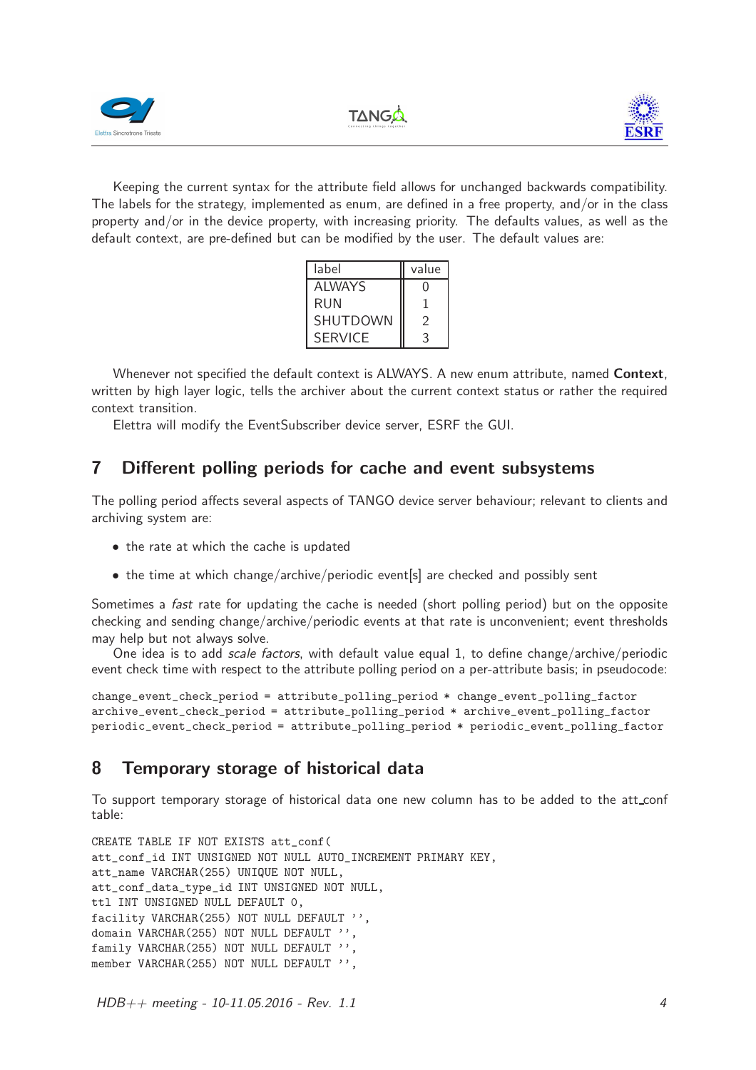Keeping the current syntax for the attribute field allows for unchanged backwards compatibility. The labels for the strategy, implemented as enum, are defined in a free property, and/or in the class property and/or in the device property, with increasing priority. The defaults values, as well as the default context, are pre-defined but can be modified by the user. The default values are:

| label | value |
|---|---|
| ALWAYS | 0 |
| RUN | 1 |
| SHUTDOWN | 2 |
| SERVICE | 3 |

Whenever not specified the default context is ALWAYS. A new enum attribute, named **Context**, written by high layer logic, tells the archiver about the current context status or rather the required context transition.

Elettra will modify the EventSubscriber device server, ESRF the GUI.

## 7 Different polling periods for cache and event subsystems

The polling period affects several aspects of TANGO device server behaviour; relevant to clients and archiving system are:

- the rate at which the cache is updated
- the time at which change/archive/periodic event[s] are checked and possibly sent

Sometimes a *fast* rate for updating the cache is needed (short polling period) but on the opposite checking and sending change/archive/periodic events at that rate is unconvenient; event thresholds may help but not always solve.

One idea is to add *scale factors*, with default value equal 1, to define change/archive/periodic event check time with respect to the attribute polling period on a per-attribute basis; in pseudocode:

```
change_event_check_period = attribute_polling_period * change_event_polling_factor
archive_event_check_period = attribute_polling_period * archive_event_polling_factor
periodic_event_check_period = attribute_polling_period * periodic_event_polling_factor
```

## 8 Temporary storage of historical data

To support temporary storage of historical data one new column has to be added to the att_conf table:

```
CREATE TABLE IF NOT EXISTS att_conf(
att_conf_id INT UNSIGNED NOT NULL AUTO_INCREMENT PRIMARY KEY,
att_name VARCHAR(255) UNIQUE NOT NULL,
att_conf_data_type_id INT UNSIGNED NOT NULL,
ttl INT UNSIGNED NULL DEFAULT 0,
facility VARCHAR(255) NOT NULL DEFAULT '',
domain VARCHAR(255) NOT NULL DEFAULT '',
family VARCHAR(255) NOT NULL DEFAULT '',
member VARCHAR(255) NOT NULL DEFAULT '',
```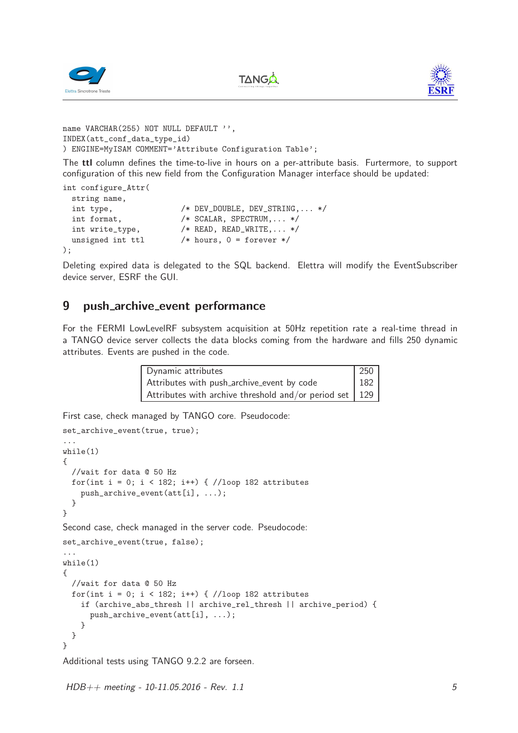```
name VARCHAR(255) NOT NULL DEFAULT '',
INDEX(att_conf_data_type_id)
) ENGINE=MyISAM COMMENT='Attribute Configuration Table';
```

The **ttl** column defines the time-to-live in hours on a per-attribute basis. Furtermore, to support configuration of this new field from the Configuration Manager interface should be updated:

```
int configure_Attr(
  string name,
  int type,              /* DEV_DOUBLE, DEV_STRING,... */
  int format,            /* SCALAR, SPECTRUM,... */
  int write_type,        /* READ, READ_WRITE,... */
  unsigned int ttl       /* hours, 0 = forever */
);
```

Deleting expired data is delegated to the SQL backend. Elettra will modify the EventSubscriber device server, ESRF the GUI.

## 9 push_archive_event performance

For the FERMI LowLevelRF subsystem acquisition at 50Hz repetition rate a real-time thread in a TANGO device server collects the data blocks coming from the hardware and fills 250 dynamic attributes. Events are pushed in the code.

| | |
|---|---|
| Dynamic attributes | 250 |
| Attributes with push_archive_event by code | 182 |
| Attributes with archive threshold and/or period set | 129 |

First case, check managed by TANGO core. Pseudocode:

```
set_archive_event(true, true);
...
while(1)
{
  //wait for data @ 50 Hz
  for(int i = 0; i < 182; i++) { //loop 182 attributes
    push_archive_event(att[i], ...);
  }
}
```

Second case, check managed in the server code. Pseudocode:

```
set_archive_event(true, false);
...
while(1)
{
  //wait for data @ 50 Hz
  for(int i = 0; i < 182; i++) { //loop 182 attributes
    if (archive_abs_thresh || archive_rel_thresh || archive_period) {
      push_archive_event(att[i], ...);
    }
  }
}
```

Additional tests using TANGO 9.2.2 are forseen.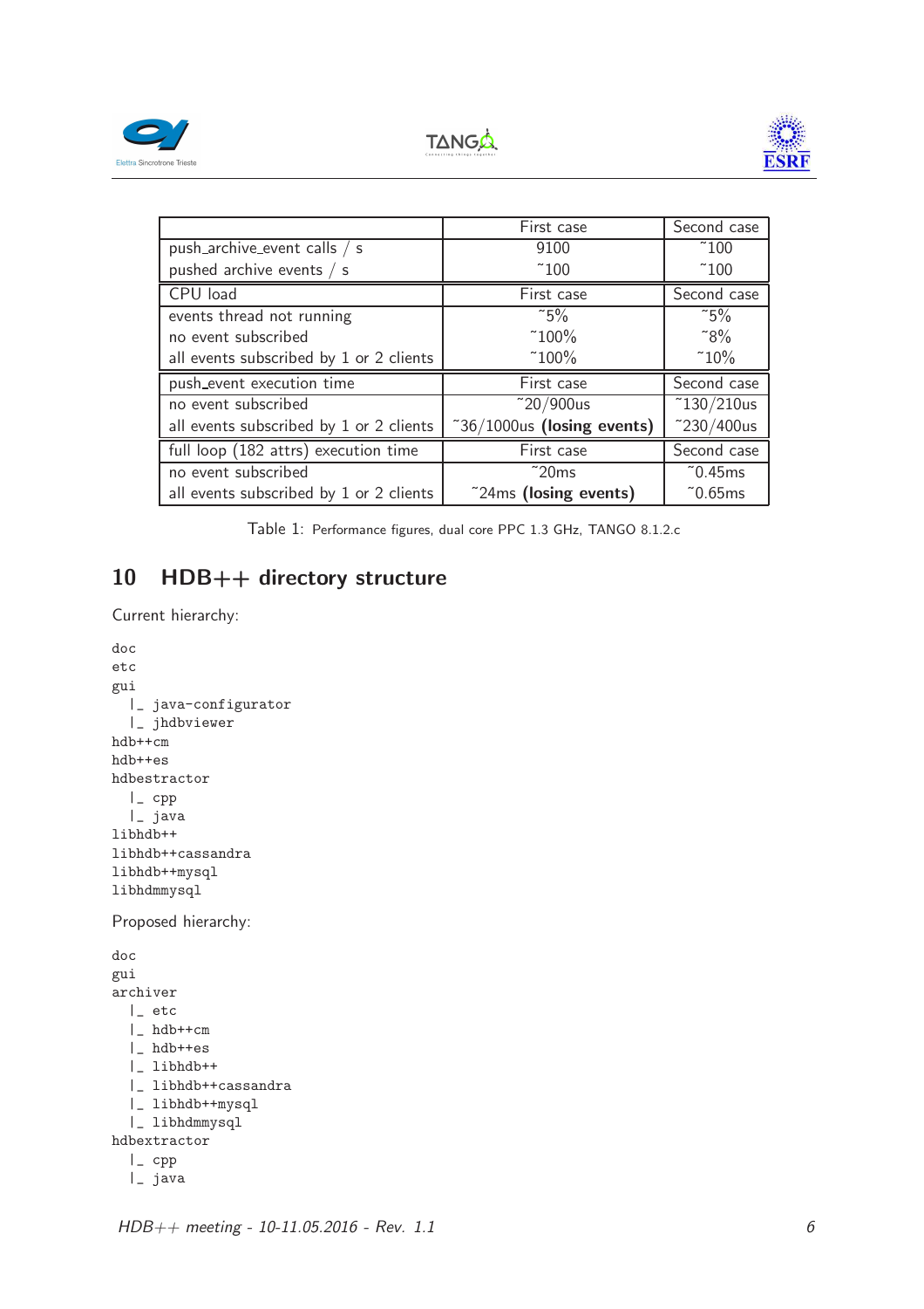| | First case | Second case |
|---|---|---|
| push_archive_event calls / s | 9100 | ~100 |
| pushed archive events / s | ~100 | ~100 |
| CPU load | First case | Second case |
| events thread not running | ~5% | ~5% |
| no event subscribed | ~100% | ~8% |
| all events subscribed by 1 or 2 clients | ~100% | ~10% |
| push_event execution time | First case | Second case |
| no event subscribed | ~20/900us | ~130/210us |
| all events subscribed by 1 or 2 clients | ~36/1000us **(losing events)** | ~230/400us |
| full loop (182 attrs) execution time | First case | Second case |
| no event subscribed | ~20ms | ~0.45ms |
| all events subscribed by 1 or 2 clients | ~24ms **(losing events)** | ~0.65ms |

Table 1: Performance figures, dual core PPC 1.3 GHz, TANGO 8.1.2.c

## 10 HDB++ directory structure

Current hierarchy:

```
doc
etc
gui
  |_ java-configurator
  |_ jhdbviewer
hdb++cm
hdb++es
hdbestractor
  |_ cpp
  |_ java
libhdb++
libhdb++cassandra
libhdb++mysql
libhdmmysql
```

Proposed hierarchy:

```
doc
gui
archiver
  |_ etc
  |_ hdb++cm
  |_ hdb++es
  |_ libhdb++
  |_ libhdb++cassandra
  |_ libhdb++mysql
  |_ libhdmmysql
hdbextractor
  |_ cpp
  |_ java
```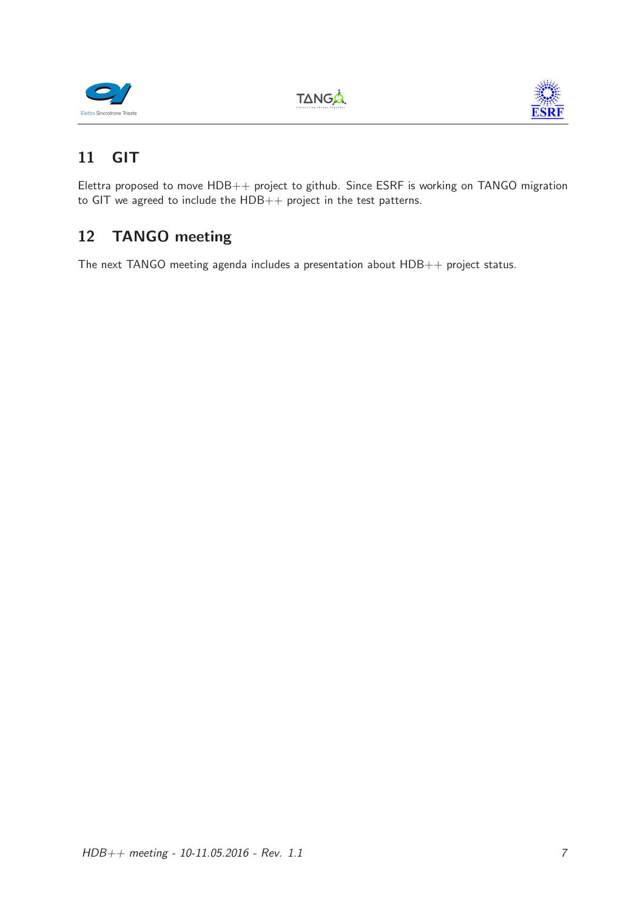## 11 GIT

Elettra proposed to move HDB++ project to github. Since ESRF is working on TANGO migration to GIT we agreed to include the HDB++ project in the test patterns.

## 12 TANGO meeting

The next TANGO meeting agenda includes a presentation about HDB++ project status.